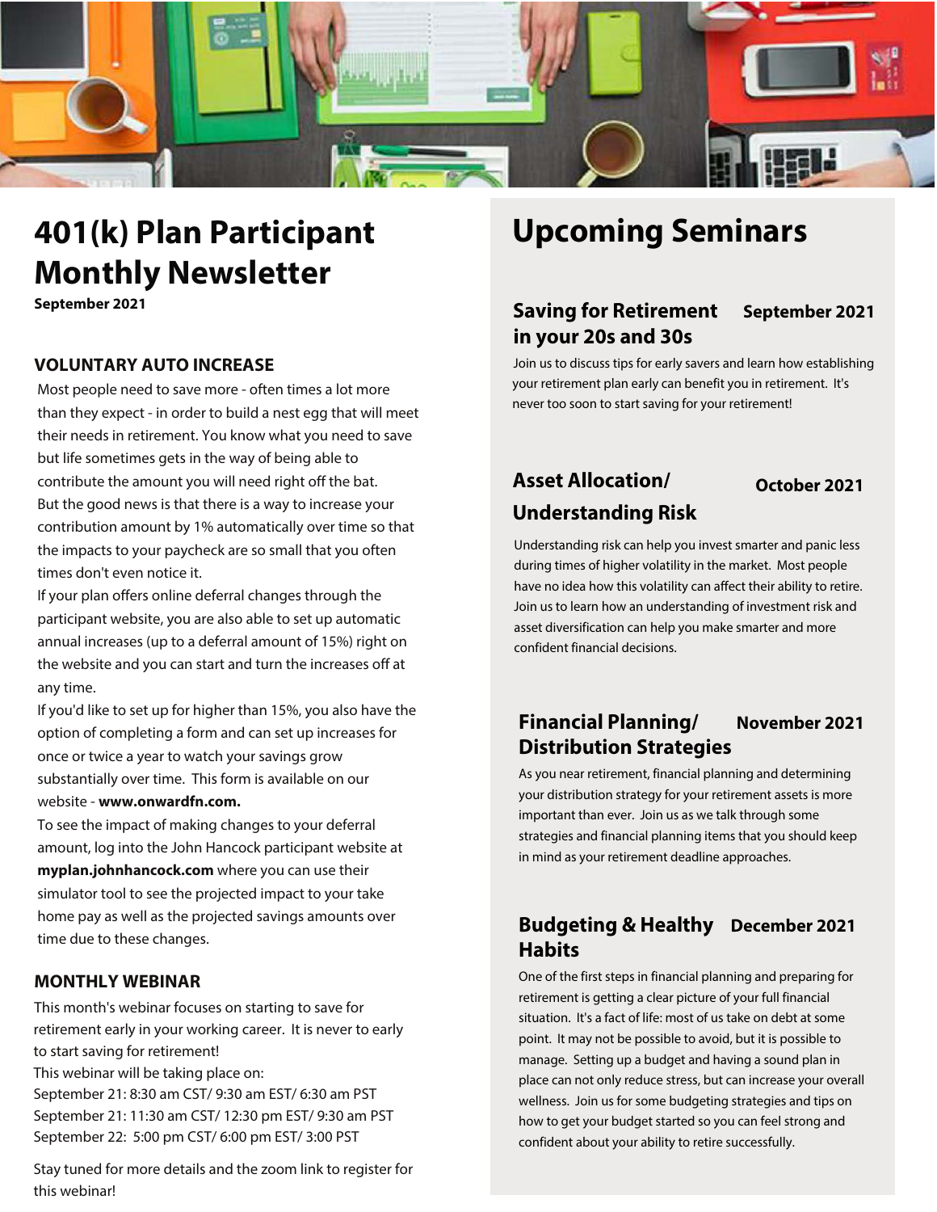# 401(k) Plan Participant Monthly Newsletter

**September 2021**

## VOLUNTARY AUTO INCREASE

Most people need to save more - often times a lot more than they expect - in order to build a nest egg that will meet their needs in retirement. You know what you need to save but life sometimes gets in the way of being able to contribute the amount you will need right off the bat. But the good news is that there is a way to increase your contribution amount by 1% automatically over time so that the impacts to your paycheck are so small that you often times don't even notice it.

If your plan offers online deferral changes through the participant website, you are also able to set up automatic annual increases (up to a deferral amount of 15%) right on the website and you can start and turn the increases off at any time.

If you'd like to set up for higher than 15%, you also have the option of completing a form and can set up increases for once or twice a year to watch your savings grow substantially over time. This form is available on our website - **www.onwardfn.com.**

To see the impact of making changes to your deferral amount, log into the John Hancock participant website at **myplan.johnhancock.com** where you can use their simulator tool to see the projected impact to your take home pay as well as the projected savings amounts over time due to these changes.

## MONTHLY WEBINAR

This month's webinar focuses on starting to save for retirement early in your working career. It is never to early to start saving for retirement!

This webinar will be taking place on:

September 21: 8:30 am CST/ 9:30 am EST/ 6:30 am PST
September 21: 11:30 am CST/ 12:30 pm EST/ 9:30 am PST
September 22: 5:00 pm CST/ 6:00 pm EST/ 3:00 PST

Stay tuned for more details and the zoom link to register for this webinar!

# Upcoming Seminars

### Saving for Retirement in your 20s and 30s — September 2021

Join us to discuss tips for early savers and learn how establishing your retirement plan early can benefit you in retirement. It's never too soon to start saving for your retirement!

### Asset Allocation/ Understanding Risk — October 2021

Understanding risk can help you invest smarter and panic less during times of higher volatility in the market. Most people have no idea how this volatility can affect their ability to retire. Join us to learn how an understanding of investment risk and asset diversification can help you make smarter and more confident financial decisions.

### Financial Planning/ Distribution Strategies — November 2021

As you near retirement, financial planning and determining your distribution strategy for your retirement assets is more important than ever. Join us as we talk through some strategies and financial planning items that you should keep in mind as your retirement deadline approaches.

### Budgeting & Healthy Habits — December 2021

One of the first steps in financial planning and preparing for retirement is getting a clear picture of your full financial situation. It's a fact of life: most of us take on debt at some point. It may not be possible to avoid, but it is possible to manage. Setting up a budget and having a sound plan in place can not only reduce stress, but can increase your overall wellness. Join us for some budgeting strategies and tips on how to get your budget started so you can feel strong and confident about your ability to retire successfully.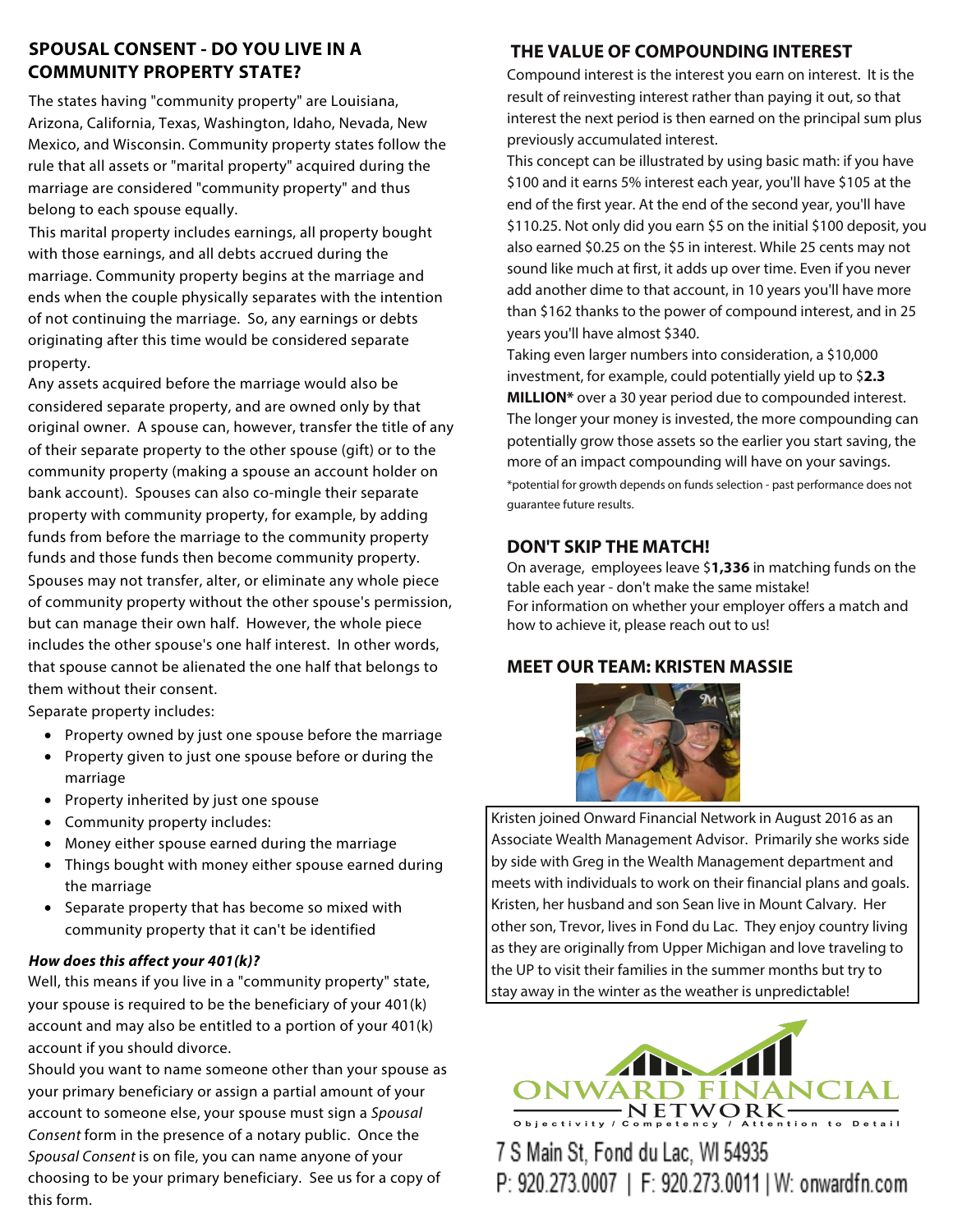## SPOUSAL CONSENT - DO YOU LIVE IN A COMMUNITY PROPERTY STATE?

The states having "community property" are Louisiana, Arizona, California, Texas, Washington, Idaho, Nevada, New Mexico, and Wisconsin. Community property states follow the rule that all assets or "marital property" acquired during the marriage are considered "community property" and thus belong to each spouse equally.

This marital property includes earnings, all property bought with those earnings, and all debts accrued during the marriage. Community property begins at the marriage and ends when the couple physically separates with the intention of not continuing the marriage. So, any earnings or debts originating after this time would be considered separate property.

Any assets acquired before the marriage would also be considered separate property, and are owned only by that original owner. A spouse can, however, transfer the title of any of their separate property to the other spouse (gift) or to the community property (making a spouse an account holder on bank account). Spouses can also co-mingle their separate property with community property, for example, by adding funds from before the marriage to the community property funds and those funds then become community property.

Spouses may not transfer, alter, or eliminate any whole piece of community property without the other spouse's permission, but can manage their own half. However, the whole piece includes the other spouse's one half interest. In other words, that spouse cannot be alienated the one half that belongs to them without their consent.

Separate property includes:

- Property owned by just one spouse before the marriage
- Property given to just one spouse before or during the marriage
- Property inherited by just one spouse
- Community property includes:
- Money either spouse earned during the marriage
- Things bought with money either spouse earned during the marriage
- Separate property that has become so mixed with community property that it can't be identified

***How does this affect your 401(k)?***

Well, this means if you live in a "community property" state, your spouse is required to be the beneficiary of your 401(k) account and may also be entitled to a portion of your 401(k) account if you should divorce.

Should you want to name someone other than your spouse as your primary beneficiary or assign a partial amount of your account to someone else, your spouse must sign a *Spousal Consent* form in the presence of a notary public. Once the *Spousal Consent* is on file, you can name anyone of your choosing to be your primary beneficiary. See us for a copy of this form.

## THE VALUE OF COMPOUNDING INTEREST

Compound interest is the interest you earn on interest. It is the result of reinvesting interest rather than paying it out, so that interest the next period is then earned on the principal sum plus previously accumulated interest.

This concept can be illustrated by using basic math: if you have $100 and it earns 5% interest each year, you'll have $105 at the end of the first year. At the end of the second year, you'll have $110.25. Not only did you earn $5 on the initial $100 deposit, you also earned $0.25 on the $5 in interest. While 25 cents may not sound like much at first, it adds up over time. Even if you never add another dime to that account, in 10 years you'll have more than $162 thanks to the power of compound interest, and in 25 years you'll have almost $340.

Taking even larger numbers into consideration, a $10,000 investment, for example, could potentially yield up to $**2.3 MILLION*** over a 30 year period due to compounded interest. The longer your money is invested, the more compounding can potentially grow those assets so the earlier you start saving, the more of an impact compounding will have on your savings.

*potential for growth depends on funds selection - past performance does not guarantee future results.

## DON'T SKIP THE MATCH!

On average, employees leave $**1,336** in matching funds on the table each year - don't make the same mistake!
For information on whether your employer offers a match and how to achieve it, please reach out to us!

## MEET OUR TEAM: KRISTEN MASSIE

Kristen joined Onward Financial Network in August 2016 as an Associate Wealth Management Advisor. Primarily she works side by side with Greg in the Wealth Management department and meets with individuals to work on their financial plans and goals. Kristen, her husband and son Sean live in Mount Calvary. Her other son, Trevor, lives in Fond du Lac. They enjoy country living as they are originally from Upper Michigan and love traveling to the UP to visit their families in the summer months but try to stay away in the winter as the weather is unpredictable!

ONWARD FINANCIAL NETWORK
Objectivity / Competency / Attention to Detail

7 S Main St, Fond du Lac, WI 54935
P: 920.273.0007 | F: 920.273.0011 | W: onwardfn.com